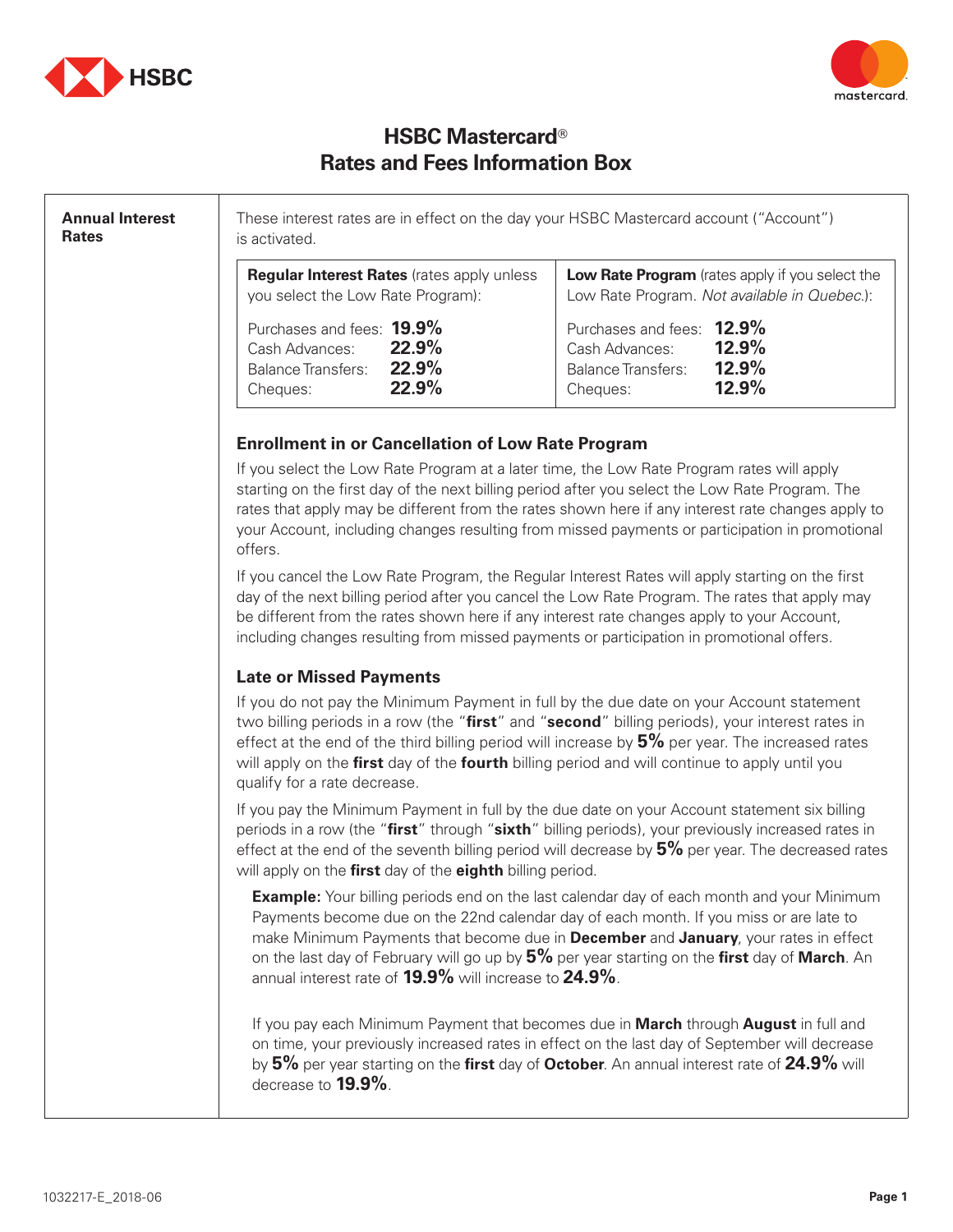# HSBC Mastercard®
# Rates and Fees Information Box

## Annual Interest Rates

These interest rates are in effect on the day your HSBC Mastercard account ("Account") is activated.

| **Regular Interest Rates** (rates apply unless you select the Low Rate Program): | | **Low Rate Program** (rates apply if you select the Low Rate Program. *Not available in Quebec.*): | |
|---|---|---|---|
| Purchases and fees: | **19.9%** | Purchases and fees: | **12.9%** |
| Cash Advances: | **22.9%** | Cash Advances: | **12.9%** |
| Balance Transfers: | **22.9%** | Balance Transfers: | **12.9%** |
| Cheques: | **22.9%** | Cheques: | **12.9%** |

### Enrollment in or Cancellation of Low Rate Program

If you select the Low Rate Program at a later time, the Low Rate Program rates will apply starting on the first day of the next billing period after you select the Low Rate Program. The rates that apply may be different from the rates shown here if any interest rate changes apply to your Account, including changes resulting from missed payments or participation in promotional offers.

If you cancel the Low Rate Program, the Regular Interest Rates will apply starting on the first day of the next billing period after you cancel the Low Rate Program. The rates that apply may be different from the rates shown here if any interest rate changes apply to your Account, including changes resulting from missed payments or participation in promotional offers.

### Late or Missed Payments

If you do not pay the Minimum Payment in full by the due date on your Account statement two billing periods in a row (the "**first**" and "**second**" billing periods), your interest rates in effect at the end of the third billing period will increase by **5%** per year. The increased rates will apply on the **first** day of the **fourth** billing period and will continue to apply until you qualify for a rate decrease.

If you pay the Minimum Payment in full by the due date on your Account statement six billing periods in a row (the "**first**" through "**sixth**" billing periods), your previously increased rates in effect at the end of the seventh billing period will decrease by **5%** per year. The decreased rates will apply on the **first** day of the **eighth** billing period.

**Example:** Your billing periods end on the last calendar day of each month and your Minimum Payments become due on the 22nd calendar day of each month. If you miss or are late to make Minimum Payments that become due in **December** and **January**, your rates in effect on the last day of February will go up by **5%** per year starting on the **first** day of **March**. An annual interest rate of **19.9%** will increase to **24.9%**.

If you pay each Minimum Payment that becomes due in **March** through **August** in full and on time, your previously increased rates in effect on the last day of September will decrease by **5%** per year starting on the **first** day of **October**. An annual interest rate of **24.9%** will decrease to **19.9%**.

1032217-E_2018-06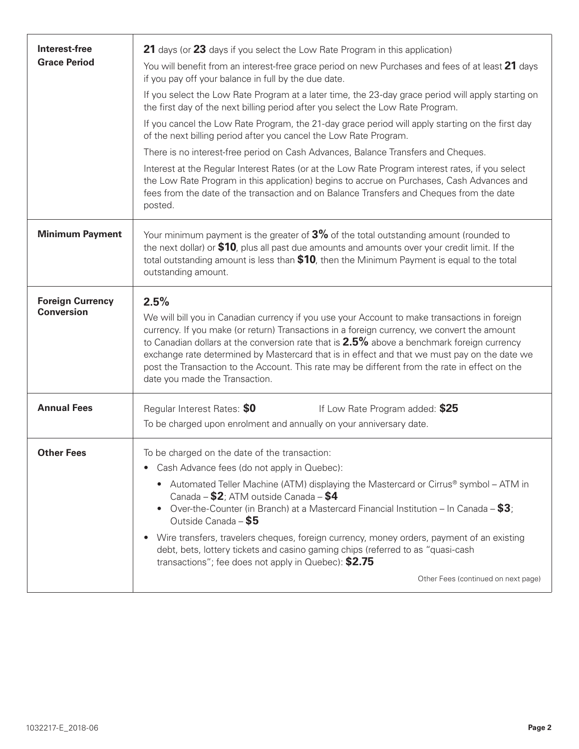| | |
|---|---|
| **Interest-free Grace Period** | **21** days (or **23** days if you select the Low Rate Program in this application)<br><br>You will benefit from an interest-free grace period on new Purchases and fees of at least **21** days if you pay off your balance in full by the due date.<br><br>If you select the Low Rate Program at a later time, the 23-day grace period will apply starting on the first day of the next billing period after you select the Low Rate Program.<br><br>If you cancel the Low Rate Program, the 21-day grace period will apply starting on the first day of the next billing period after you cancel the Low Rate Program.<br><br>There is no interest-free period on Cash Advances, Balance Transfers and Cheques.<br><br>Interest at the Regular Interest Rates (or at the Low Rate Program interest rates, if you select the Low Rate Program in this application) begins to accrue on Purchases, Cash Advances and fees from the date of the transaction and on Balance Transfers and Cheques from the date posted. |
| **Minimum Payment** | Your minimum payment is the greater of **3%** of the total outstanding amount (rounded to the next dollar) or **$10**, plus all past due amounts and amounts over your credit limit. If the total outstanding amount is less than **$10**, then the Minimum Payment is equal to the total outstanding amount. |
| **Foreign Currency Conversion** | **2.5%**<br><br>We will bill you in Canadian currency if you use your Account to make transactions in foreign currency. If you make (or return) Transactions in a foreign currency, we convert the amount to Canadian dollars at the conversion rate that is **2.5%** above a benchmark foreign currency exchange rate determined by Mastercard that is in effect and that we must pay on the date we post the Transaction to the Account. This rate may be different from the rate in effect on the date you made the Transaction. |
| **Annual Fees** | Regular Interest Rates: **$0** If Low Rate Program added: **$25**<br><br>To be charged upon enrolment and annually on your anniversary date. |
| **Other Fees** | To be charged on the date of the transaction:<br>• Cash Advance fees (do not apply in Quebec):<br>&nbsp;&nbsp;• Automated Teller Machine (ATM) displaying the Mastercard or Cirrus® symbol – ATM in Canada – **$2**; ATM outside Canada – **$4**<br>&nbsp;&nbsp;• Over-the-Counter (in Branch) at a Mastercard Financial Institution – In Canada – **$3**; Outside Canada – **$5**<br>• Wire transfers, travelers cheques, foreign currency, money orders, payment of an existing debt, bets, lottery tickets and casino gaming chips (referred to as "quasi-cash transactions"; fee does not apply in Quebec): **$2.75**<br><br>Other Fees (continued on next page) |

1032217-E_2018-06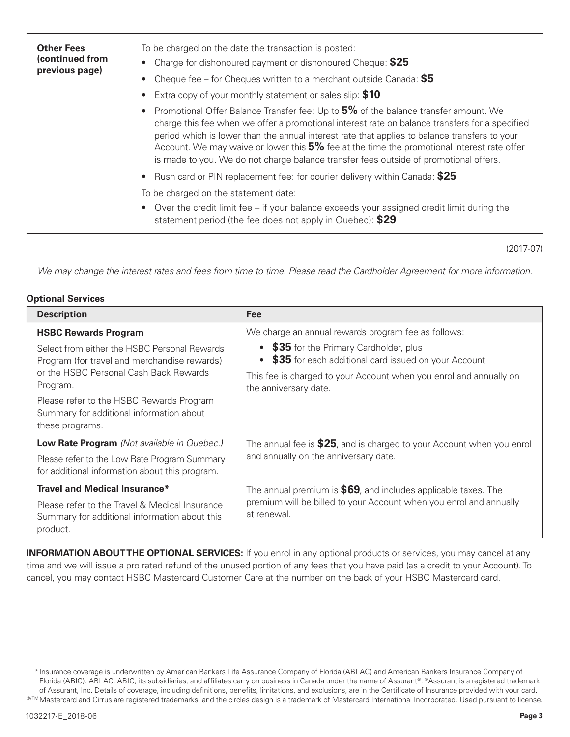| **Other Fees (continued from previous page)** | To be charged on the date the transaction is posted:<br>• Charge for dishonoured payment or dishonoured Cheque: **$25**<br>• Cheque fee – for Cheques written to a merchant outside Canada: **$5**<br>• Extra copy of your monthly statement or sales slip: **$10**<br>• Promotional Offer Balance Transfer fee: Up to **5%** of the balance transfer amount. We charge this fee when we offer a promotional interest rate on balance transfers for a specified period which is lower than the annual interest rate that applies to balance transfers to your Account. We may waive or lower this **5%** fee at the time the promotional interest rate offer is made to you. We do not charge balance transfer fees outside of promotional offers.<br>• Rush card or PIN replacement fee: for courier delivery within Canada: **$25**<br>To be charged on the statement date:<br>• Over the credit limit fee – if your balance exceeds your assigned credit limit during the statement period (the fee does not apply in Quebec): **$29** |
|---|---|

(2017-07)

*We may change the interest rates and fees from time to time. Please read the Cardholder Agreement for more information.*

**Optional Services**

| Description | Fee |
|---|---|
| **HSBC Rewards Program**<br>Select from either the HSBC Personal Rewards Program (for travel and merchandise rewards) or the HSBC Personal Cash Back Rewards Program.<br>Please refer to the HSBC Rewards Program Summary for additional information about these programs. | We charge an annual rewards program fee as follows:<br>• **$35** for the Primary Cardholder, plus<br>• **$35** for each additional card issued on your Account<br>This fee is charged to your Account when you enrol and annually on the anniversary date. |
| **Low Rate Program** *(Not available in Quebec.)*<br>Please refer to the Low Rate Program Summary for additional information about this program. | The annual fee is **$25**, and is charged to your Account when you enrol and annually on the anniversary date. |
| **Travel and Medical Insurance***<br>Please refer to the Travel & Medical Insurance Summary for additional information about this product. | The annual premium is **$69**, and includes applicable taxes. The premium will be billed to your Account when you enrol and annually at renewal. |

**INFORMATION ABOUT THE OPTIONAL SERVICES:** If you enrol in any optional products or services, you may cancel at any time and we will issue a pro rated refund of the unused portion of any fees that you have paid (as a credit to your Account). To cancel, you may contact HSBC Mastercard Customer Care at the number on the back of your HSBC Mastercard card.

* Insurance coverage is underwritten by American Bankers Life Assurance Company of Florida (ABLAC) and American Bankers Insurance Company of Florida (ABIC). ABLAC, ABIC, its subsidiaries, and affiliates carry on business in Canada under the name of Assurant®. ®Assurant is a registered trademark of Assurant, Inc. Details of coverage, including definitions, benefits, limitations, and exclusions, are in the Certificate of Insurance provided with your card.

®/TM Mastercard and Cirrus are registered trademarks, and the circles design is a trademark of Mastercard International Incorporated. Used pursuant to license.

1032217-E_2018-06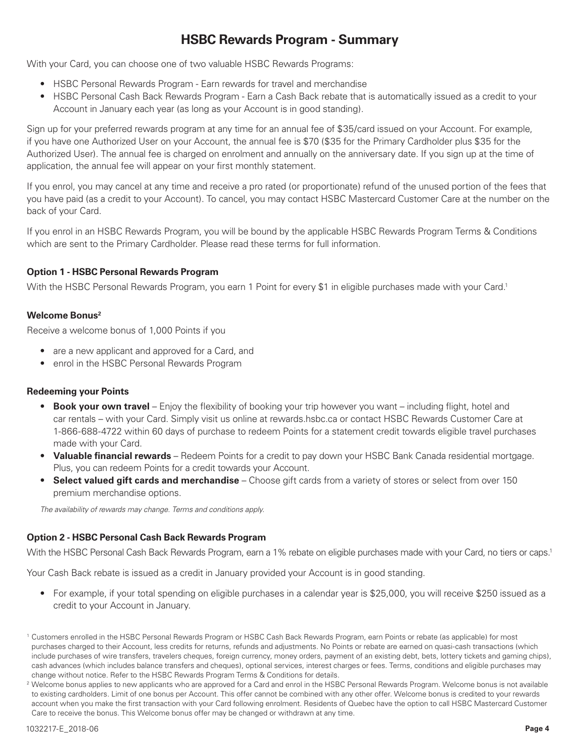# HSBC Rewards Program - Summary

With your Card, you can choose one of two valuable HSBC Rewards Programs:

- HSBC Personal Rewards Program - Earn rewards for travel and merchandise
- HSBC Personal Cash Back Rewards Program - Earn a Cash Back rebate that is automatically issued as a credit to your Account in January each year (as long as your Account is in good standing).

Sign up for your preferred rewards program at any time for an annual fee of $35/card issued on your Account. For example, if you have one Authorized User on your Account, the annual fee is $70 ($35 for the Primary Cardholder plus $35 for the Authorized User). The annual fee is charged on enrolment and annually on the anniversary date. If you sign up at the time of application, the annual fee will appear on your first monthly statement.

If you enrol, you may cancel at any time and receive a pro rated (or proportionate) refund of the unused portion of the fees that you have paid (as a credit to your Account). To cancel, you may contact HSBC Mastercard Customer Care at the number on the back of your Card.

If you enrol in an HSBC Rewards Program, you will be bound by the applicable HSBC Rewards Program Terms & Conditions which are sent to the Primary Cardholder. Please read these terms for full information.

**Option 1 - HSBC Personal Rewards Program**

With the HSBC Personal Rewards Program, you earn 1 Point for every $1 in eligible purchases made with your Card.[1]

**Welcome Bonus[2]**

Receive a welcome bonus of 1,000 Points if you

- are a new applicant and approved for a Card, and
- enrol in the HSBC Personal Rewards Program

**Redeeming your Points**

- **Book your own travel** – Enjoy the flexibility of booking your trip however you want – including flight, hotel and car rentals – with your Card. Simply visit us online at rewards.hsbc.ca or contact HSBC Rewards Customer Care at 1-866-688-4722 within 60 days of purchase to redeem Points for a statement credit towards eligible travel purchases made with your Card.
- **Valuable financial rewards** – Redeem Points for a credit to pay down your HSBC Bank Canada residential mortgage. Plus, you can redeem Points for a credit towards your Account.
- **Select valued gift cards and merchandise** – Choose gift cards from a variety of stores or select from over 150 premium merchandise options.

*The availability of rewards may change. Terms and conditions apply.*

**Option 2 - HSBC Personal Cash Back Rewards Program**

With the HSBC Personal Cash Back Rewards Program, earn a 1% rebate on eligible purchases made with your Card, no tiers or caps.[1]

Your Cash Back rebate is issued as a credit in January provided your Account is in good standing.

- For example, if your total spending on eligible purchases in a calendar year is $25,000, you will receive $250 issued as a credit to your Account in January.

[1] Customers enrolled in the HSBC Personal Rewards Program or HSBC Cash Back Rewards Program, earn Points or rebate (as applicable) for most purchases charged to their Account, less credits for returns, refunds and adjustments. No Points or rebate are earned on quasi-cash transactions (which include purchases of wire transfers, travelers cheques, foreign currency, money orders, payment of an existing debt, bets, lottery tickets and gaming chips), cash advances (which includes balance transfers and cheques), optional services, interest charges or fees. Terms, conditions and eligible purchases may change without notice. Refer to the HSBC Rewards Program Terms & Conditions for details.

[2] Welcome bonus applies to new applicants who are approved for a Card and enrol in the HSBC Personal Rewards Program. Welcome bonus is not available to existing cardholders. Limit of one bonus per Account. This offer cannot be combined with any other offer. Welcome bonus is credited to your rewards account when you make the first transaction with your Card following enrolment. Residents of Quebec have the option to call HSBC Mastercard Customer Care to receive the bonus. This Welcome bonus offer may be changed or withdrawn at any time.

1032217-E_2018-06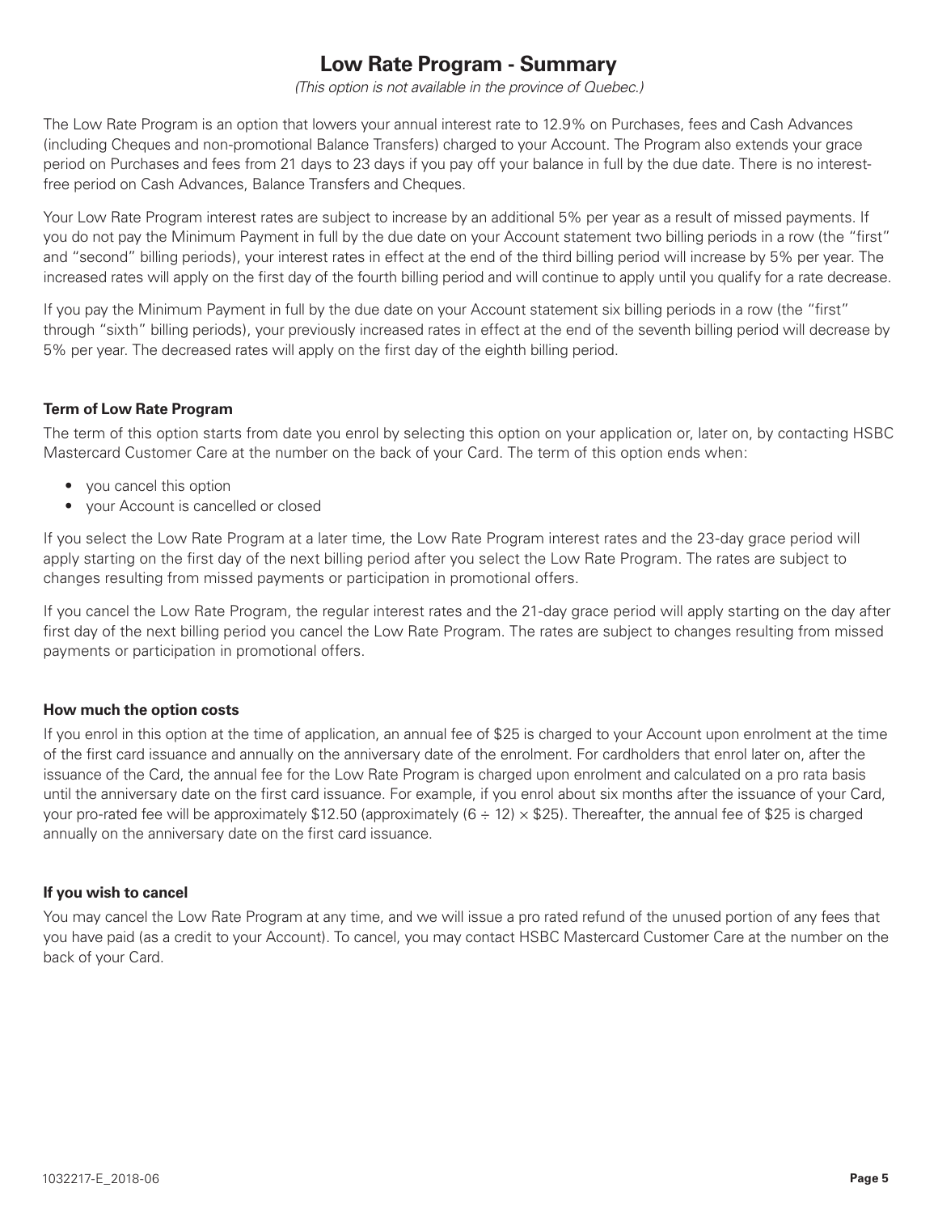# Low Rate Program - Summary

*(This option is not available in the province of Quebec.)*

The Low Rate Program is an option that lowers your annual interest rate to 12.9% on Purchases, fees and Cash Advances (including Cheques and non-promotional Balance Transfers) charged to your Account. The Program also extends your grace period on Purchases and fees from 21 days to 23 days if you pay off your balance in full by the due date. There is no interest-free period on Cash Advances, Balance Transfers and Cheques.

Your Low Rate Program interest rates are subject to increase by an additional 5% per year as a result of missed payments. If you do not pay the Minimum Payment in full by the due date on your Account statement two billing periods in a row (the "first" and "second" billing periods), your interest rates in effect at the end of the third billing period will increase by 5% per year. The increased rates will apply on the first day of the fourth billing period and will continue to apply until you qualify for a rate decrease.

If you pay the Minimum Payment in full by the due date on your Account statement six billing periods in a row (the "first" through "sixth" billing periods), your previously increased rates in effect at the end of the seventh billing period will decrease by 5% per year. The decreased rates will apply on the first day of the eighth billing period.

**Term of Low Rate Program**

The term of this option starts from date you enrol by selecting this option on your application or, later on, by contacting HSBC Mastercard Customer Care at the number on the back of your Card. The term of this option ends when:

- you cancel this option
- your Account is cancelled or closed

If you select the Low Rate Program at a later time, the Low Rate Program interest rates and the 23-day grace period will apply starting on the first day of the next billing period after you select the Low Rate Program. The rates are subject to changes resulting from missed payments or participation in promotional offers.

If you cancel the Low Rate Program, the regular interest rates and the 21-day grace period will apply starting on the day after first day of the next billing period you cancel the Low Rate Program. The rates are subject to changes resulting from missed payments or participation in promotional offers.

**How much the option costs**

If you enrol in this option at the time of application, an annual fee of $25 is charged to your Account upon enrolment at the time of the first card issuance and annually on the anniversary date of the enrolment. For cardholders that enrol later on, after the issuance of the Card, the annual fee for the Low Rate Program is charged upon enrolment and calculated on a pro rata basis until the anniversary date on the first card issuance. For example, if you enrol about six months after the issuance of your Card, your pro-rated fee will be approximately $12.50 (approximately $(6 \div 12) \times$ $25). Thereafter, the annual fee of $25 is charged annually on the anniversary date on the first card issuance.

**If you wish to cancel**

You may cancel the Low Rate Program at any time, and we will issue a pro rated refund of the unused portion of any fees that you have paid (as a credit to your Account). To cancel, you may contact HSBC Mastercard Customer Care at the number on the back of your Card.

1032217-E_2018-06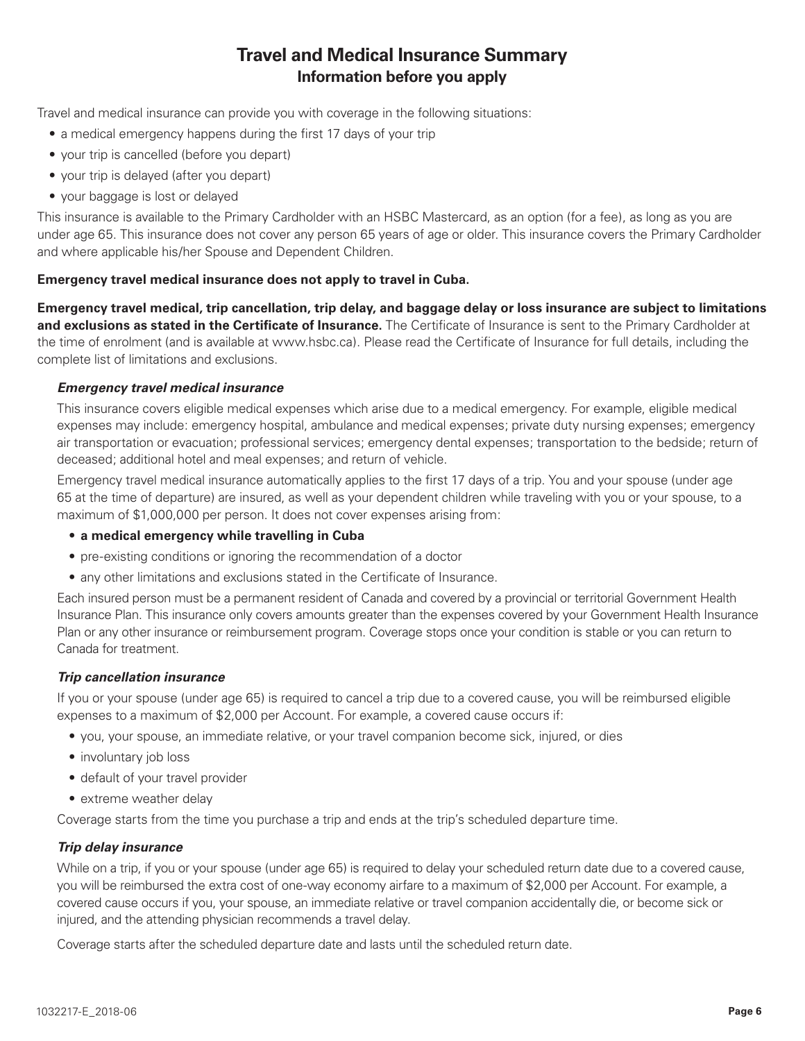# Travel and Medical Insurance Summary

## Information before you apply

Travel and medical insurance can provide you with coverage in the following situations:

- a medical emergency happens during the first 17 days of your trip
- your trip is cancelled (before you depart)
- your trip is delayed (after you depart)
- your baggage is lost or delayed

This insurance is available to the Primary Cardholder with an HSBC Mastercard, as an option (for a fee), as long as you are under age 65. This insurance does not cover any person 65 years of age or older. This insurance covers the Primary Cardholder and where applicable his/her Spouse and Dependent Children.

**Emergency travel medical insurance does not apply to travel in Cuba.**

**Emergency travel medical, trip cancellation, trip delay, and baggage delay or loss insurance are subject to limitations and exclusions as stated in the Certificate of Insurance.** The Certificate of Insurance is sent to the Primary Cardholder at the time of enrolment (and is available at www.hsbc.ca). Please read the Certificate of Insurance for full details, including the complete list of limitations and exclusions.

### *Emergency travel medical insurance*

This insurance covers eligible medical expenses which arise due to a medical emergency. For example, eligible medical expenses may include: emergency hospital, ambulance and medical expenses; private duty nursing expenses; emergency air transportation or evacuation; professional services; emergency dental expenses; transportation to the bedside; return of deceased; additional hotel and meal expenses; and return of vehicle.

Emergency travel medical insurance automatically applies to the first 17 days of a trip. You and your spouse (under age 65 at the time of departure) are insured, as well as your dependent children while traveling with you or your spouse, to a maximum of $1,000,000 per person. It does not cover expenses arising from:

- **a medical emergency while travelling in Cuba**
- pre-existing conditions or ignoring the recommendation of a doctor
- any other limitations and exclusions stated in the Certificate of Insurance.

Each insured person must be a permanent resident of Canada and covered by a provincial or territorial Government Health Insurance Plan. This insurance only covers amounts greater than the expenses covered by your Government Health Insurance Plan or any other insurance or reimbursement program. Coverage stops once your condition is stable or you can return to Canada for treatment.

### *Trip cancellation insurance*

If you or your spouse (under age 65) is required to cancel a trip due to a covered cause, you will be reimbursed eligible expenses to a maximum of $2,000 per Account. For example, a covered cause occurs if:

- you, your spouse, an immediate relative, or your travel companion become sick, injured, or dies
- involuntary job loss
- default of your travel provider
- extreme weather delay

Coverage starts from the time you purchase a trip and ends at the trip's scheduled departure time.

### *Trip delay insurance*

While on a trip, if you or your spouse (under age 65) is required to delay your scheduled return date due to a covered cause, you will be reimbursed the extra cost of one-way economy airfare to a maximum of $2,000 per Account. For example, a covered cause occurs if you, your spouse, an immediate relative or travel companion accidentally die, or become sick or injured, and the attending physician recommends a travel delay.

Coverage starts after the scheduled departure date and lasts until the scheduled return date.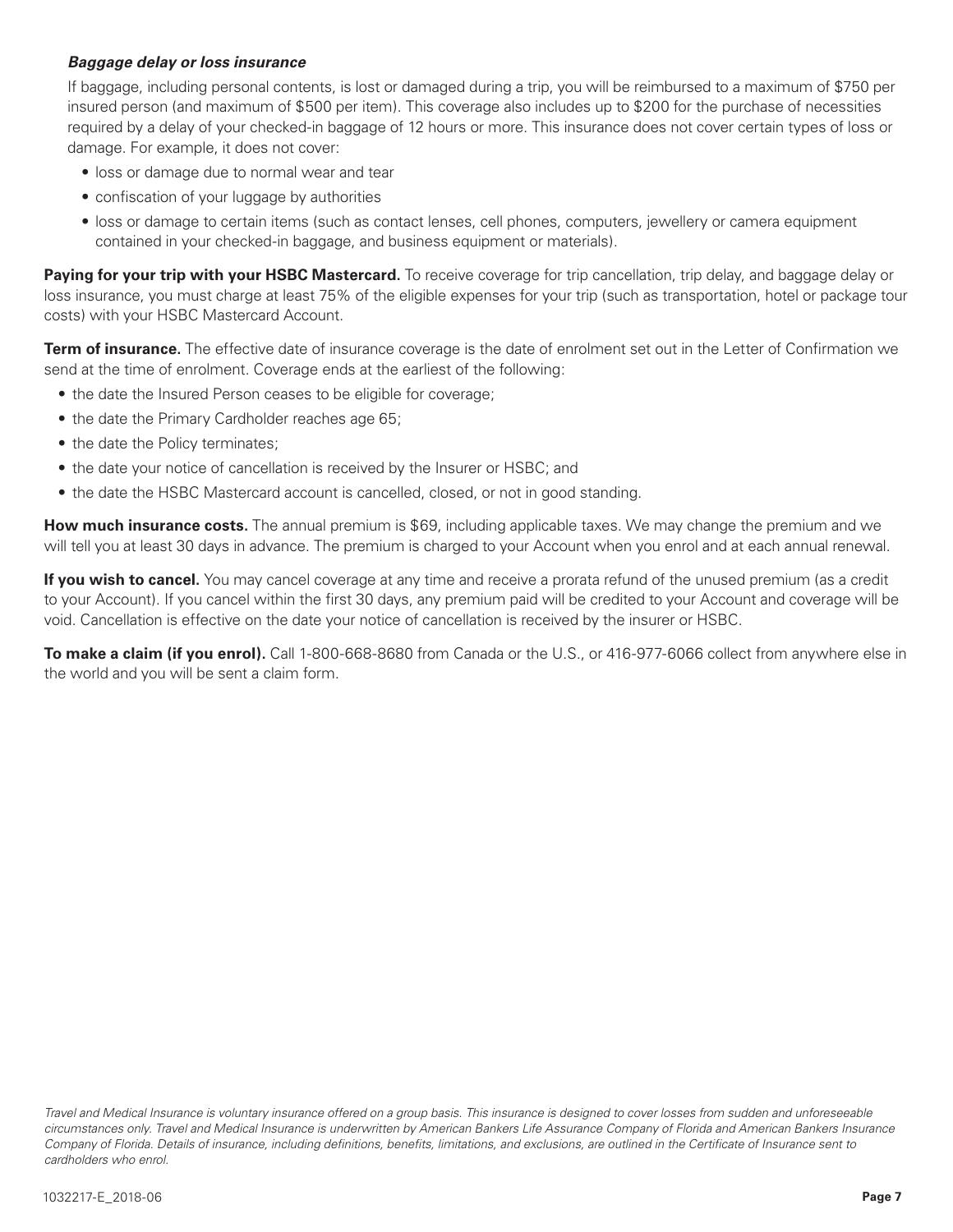***Baggage delay or loss insurance***

If baggage, including personal contents, is lost or damaged during a trip, you will be reimbursed to a maximum of $750 per insured person (and maximum of $500 per item). This coverage also includes up to $200 for the purchase of necessities required by a delay of your checked-in baggage of 12 hours or more. This insurance does not cover certain types of loss or damage. For example, it does not cover:

- loss or damage due to normal wear and tear
- confiscation of your luggage by authorities
- loss or damage to certain items (such as contact lenses, cell phones, computers, jewellery or camera equipment contained in your checked-in baggage, and business equipment or materials).

**Paying for your trip with your HSBC Mastercard.** To receive coverage for trip cancellation, trip delay, and baggage delay or loss insurance, you must charge at least 75% of the eligible expenses for your trip (such as transportation, hotel or package tour costs) with your HSBC Mastercard Account.

**Term of insurance.** The effective date of insurance coverage is the date of enrolment set out in the Letter of Confirmation we send at the time of enrolment. Coverage ends at the earliest of the following:

- the date the Insured Person ceases to be eligible for coverage;
- the date the Primary Cardholder reaches age 65;
- the date the Policy terminates;
- the date your notice of cancellation is received by the Insurer or HSBC; and
- the date the HSBC Mastercard account is cancelled, closed, or not in good standing.

**How much insurance costs.** The annual premium is $69, including applicable taxes. We may change the premium and we will tell you at least 30 days in advance. The premium is charged to your Account when you enrol and at each annual renewal.

**If you wish to cancel.** You may cancel coverage at any time and receive a prorata refund of the unused premium (as a credit to your Account). If you cancel within the first 30 days, any premium paid will be credited to your Account and coverage will be void. Cancellation is effective on the date your notice of cancellation is received by the insurer or HSBC.

**To make a claim (if you enrol).** Call 1-800-668-8680 from Canada or the U.S., or 416-977-6066 collect from anywhere else in the world and you will be sent a claim form.

*Travel and Medical Insurance is voluntary insurance offered on a group basis. This insurance is designed to cover losses from sudden and unforeseeable circumstances only. Travel and Medical Insurance is underwritten by American Bankers Life Assurance Company of Florida and American Bankers Insurance Company of Florida. Details of insurance, including definitions, benefits, limitations, and exclusions, are outlined in the Certificate of Insurance sent to cardholders who enrol.*

1032217-E_2018-06